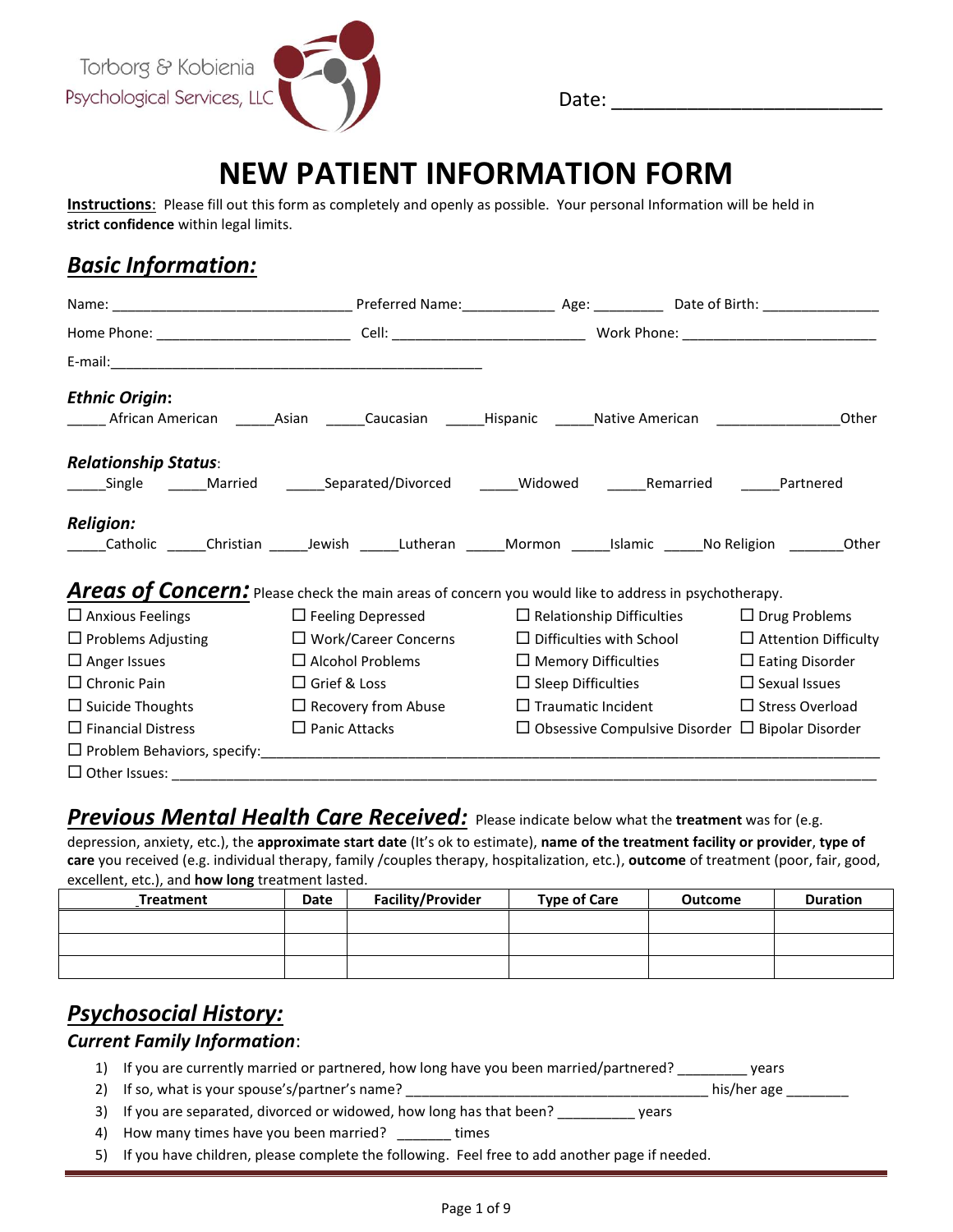Torborg & Kobienia
Psychological Services, LLC

Date: ___________________________

# NEW PATIENT INFORMATION FORM

**Instructions**: Please fill out this form as completely and openly as possible. Your personal Information will be held in **strict confidence** within legal limits.

## *Basic Information:*

Name: ______________________________ Preferred Name:____________ Age: _________ Date of Birth: _______________

Home Phone: ________________________ Cell: ________________________ Work Phone: ________________________

E-mail:_______________________________________________

### *Ethnic Origin*:

_____ African American _____Asian _____Caucasian _____Hispanic _____Native American _______________Other

### *Relationship Status*:

_____Single _____Married _____Separated/Divorced _____Widowed _____Remarried _____Partnered

### *Religion:*

_____Catholic _____Christian _____Jewish _____Lutheran _____Mormon _____Islamic _____No Religion _______Other

## *Areas of Concern:* 

Please check the main areas of concern you would like to address in psychotherapy.

- ☐ Anxious Feelings
- ☐ Feeling Depressed
- ☐ Relationship Difficulties
- ☐ Drug Problems
- ☐ Problems Adjusting
- ☐ Work/Career Concerns
- ☐ Difficulties with School
- ☐ Attention Difficulty
- ☐ Anger Issues
- ☐ Alcohol Problems
- ☐ Memory Difficulties
- ☐ Eating Disorder
- ☐ Chronic Pain
- ☐ Grief & Loss
- ☐ Sleep Difficulties
- ☐ Sexual Issues
- ☐ Suicide Thoughts
- ☐ Recovery from Abuse
- ☐ Traumatic Incident
- ☐ Stress Overload
- ☐ Financial Distress
- ☐ Panic Attacks
- ☐ Obsessive Compulsive Disorder
- ☐ Bipolar Disorder
- ☐ Problem Behaviors, specify:_______________________________________________
- ☐ Other Issues: _______________________________________________

## *Previous Mental Health Care Received:*

Please indicate below what the **treatment** was for (e.g. depression, anxiety, etc.), the **approximate start date** (It's ok to estimate), **name of the treatment facility or provider**, **type of care** you received (e.g. individual therapy, family /couples therapy, hospitalization, etc.), **outcome** of treatment (poor, fair, good, excellent, etc.), and **how long** treatment lasted.

| Treatment | Date | Facility/Provider | Type of Care | Outcome | Duration |
|---|---|---|---|---|---|
| | | | | | |
| | | | | | |
| | | | | | |

## *Psychosocial History:*

### *Current Family Information*:

1) If you are currently married or partnered, how long have you been married/partnered? _________ years
2) If so, what is your spouse's/partner's name? ______________________________________ his/her age ________
3) If you are separated, divorced or widowed, how long has that been? __________ years
4) How many times have you been married? _______ times
5) If you have children, please complete the following. Feel free to add another page if needed.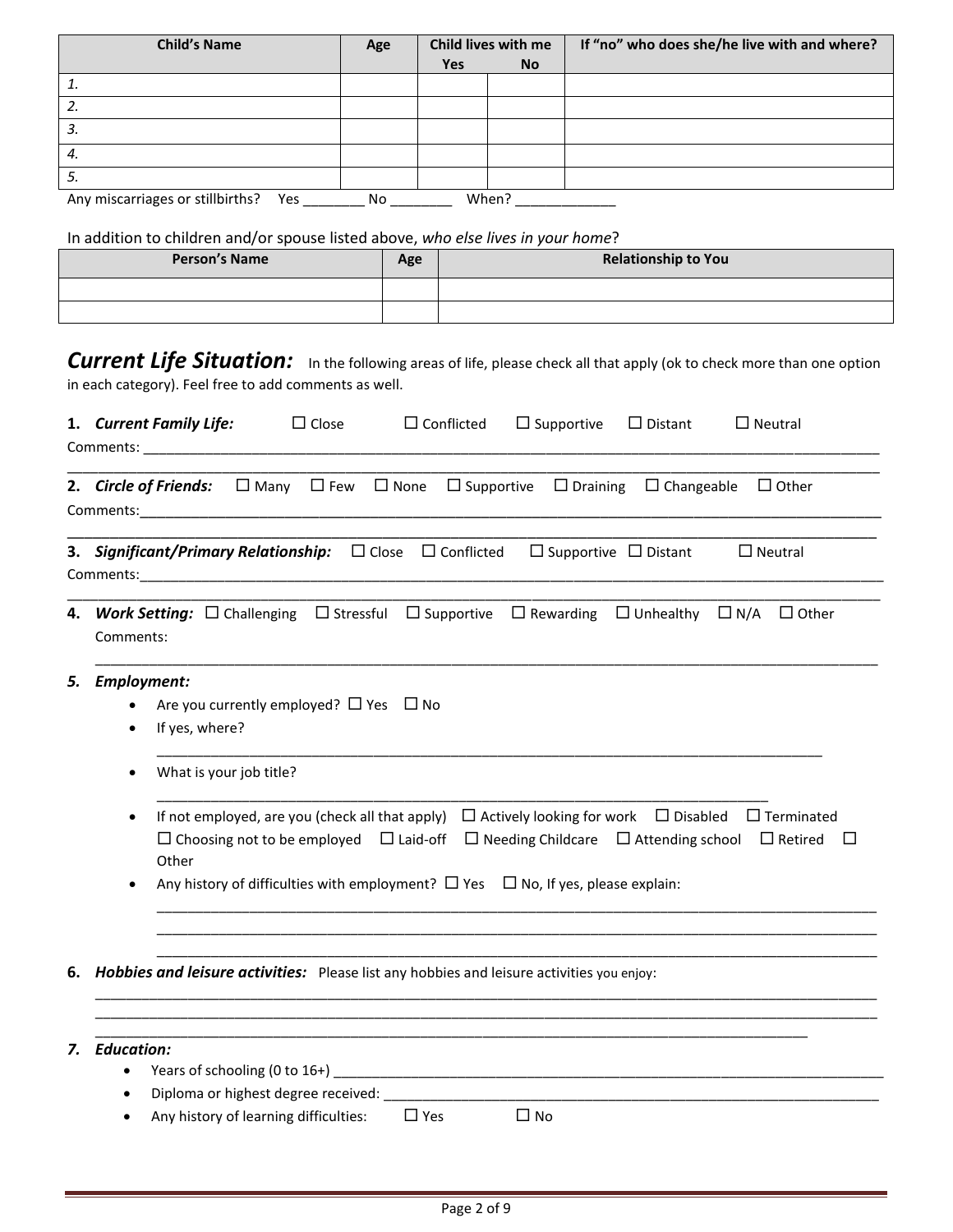| Child's Name | Age | Child lives with me Yes | No | If "no" who does she/he live with and where? |
|---|---|---|---|---|
| 1. | | | | |
| 2. | | | | |
| 3. | | | | |
| 4. | | | | |
| 5. | | | | |

Any miscarriages or stillbirths? Yes ________ No ________ When? _____________

In addition to children and/or spouse listed above, *who else lives in your home*?

| Person's Name | Age | Relationship to You |
|---|---|---|
| | | |
| | | |

## *Current Life Situation:*

In the following areas of life, please check all that apply (ok to check more than one option in each category). Feel free to add comments as well.

**1. *Current Family Life:*** ☐ Close ☐ Conflicted ☐ Supportive ☐ Distant ☐ Neutral
Comments: ____________________________________________________________________________________________
____________________________________________________________________________________________

**2. *Circle of Friends:*** ☐ Many ☐ Few ☐ None ☐ Supportive ☐ Draining ☐ Changeable ☐ Other
Comments:____________________________________________________________________________________________
____________________________________________________________________________________________

**3. *Significant/Primary Relationship:*** ☐ Close ☐ Conflicted ☐ Supportive ☐ Distant ☐ Neutral
Comments:____________________________________________________________________________________________
____________________________________________________________________________________________

**4. *Work Setting:*** ☐ Challenging ☐ Stressful ☐ Supportive ☐ Rewarding ☐ Unhealthy ☐ N/A ☐ Other
Comments:
____________________________________________________________________________________________

***5. Employment:***

- Are you currently employed? ☐ Yes ☐ No
- If yes, where?
  ____________________________________________________________________________________
- What is your job title?
  ____________________________________________________________________________
- If not employed, are you (check all that apply) ☐ Actively looking for work ☐ Disabled ☐ Terminated ☐ Choosing not to be employed ☐ Laid-off ☐ Needing Childcare ☐ Attending school ☐ Retired ☐ Other
- Any history of difficulties with employment? ☐ Yes ☐ No, If yes, please explain:
  ____________________________________________________________________________________
  ____________________________________________________________________________________
  ____________________________________________________________________________________

**6. *Hobbies and leisure activities:*** Please list any hobbies and leisure activities you enjoy:
____________________________________________________________________________________________
____________________________________________________________________________________________
____________________________________________________________________________________

***7. Education:***

- Years of schooling (0 to 16+) ____________________________________________________________________
- Diploma or highest degree received: ______________________________________________________________
- Any history of learning difficulties: ☐ Yes ☐ No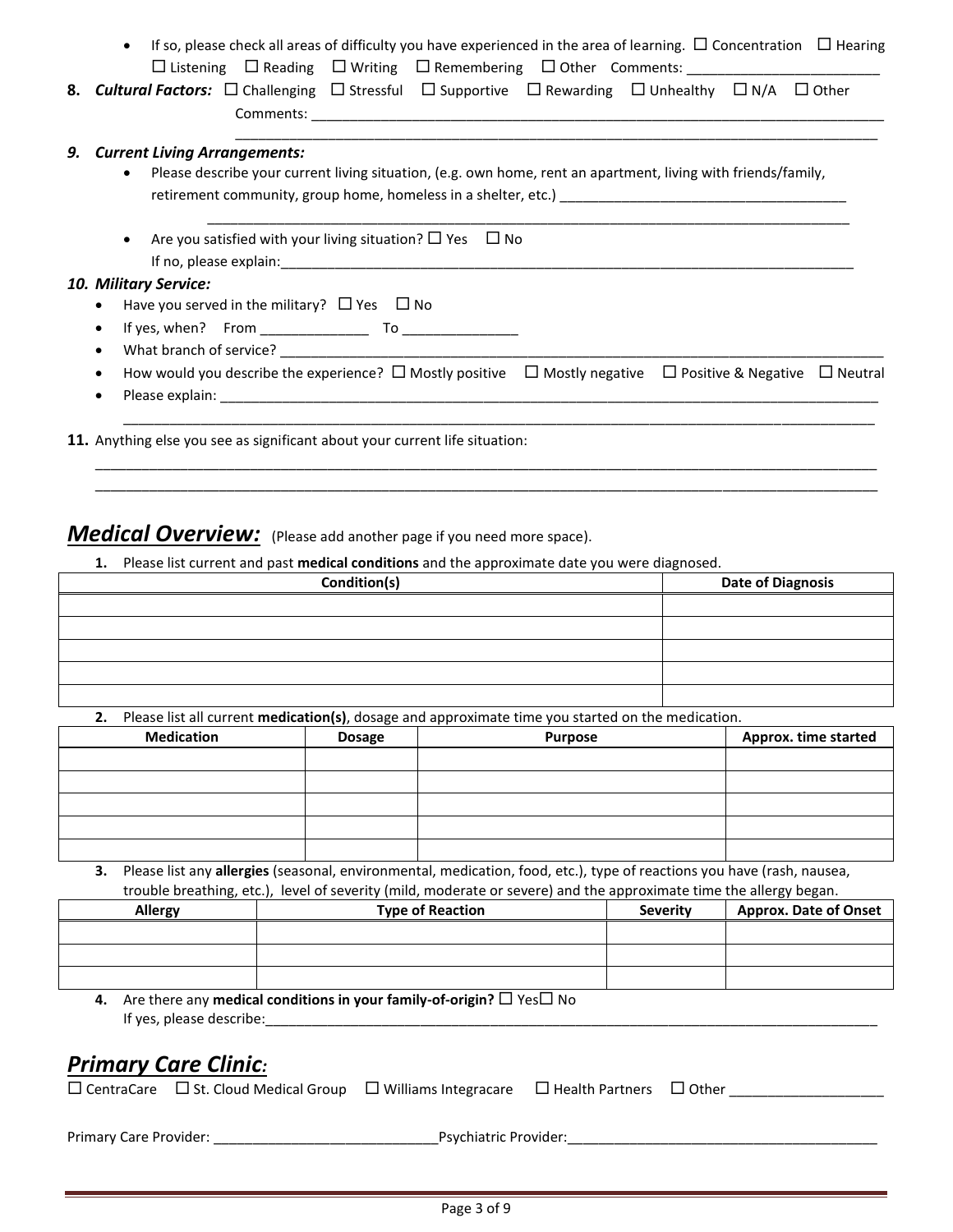- If so, please check all areas of difficulty you have experienced in the area of learning. ☐ Concentration ☐ Hearing ☐ Listening ☐ Reading ☐ Writing ☐ Remembering ☐ Other Comments: ________________________

**8.** ***Cultural Factors:*** ☐ Challenging ☐ Stressful ☐ Supportive ☐ Rewarding ☐ Unhealthy ☐ N/A ☐ Other

Comments: ______________________________________________________________________________
______________________________________________________________________________

***9. Current Living Arrangements:***

- Please describe your current living situation, (e.g. own home, rent an apartment, living with friends/family, retirement community, group home, homeless in a shelter, etc.) _____________________________________
______________________________________________________________________________
- Are you satisfied with your living situation? ☐ Yes ☐ No
If no, please explain:______________________________________________________________________________

***10. Military Service:***

- Have you served in the military? ☐ Yes ☐ No
- If yes, when? From ______________ To _______________
- What branch of service? ______________________________________________________________________________
- How would you describe the experience? ☐ Mostly positive ☐ Mostly negative ☐ Positive & Negative ☐ Neutral
- Please explain: ______________________________________________________________________________
______________________________________________________________________________

**11.** Anything else you see as significant about your current life situation:

______________________________________________________________________________
______________________________________________________________________________

## ***Medical Overview:*** (Please add another page if you need more space).

**1.** Please list current and past **medical conditions** and the approximate date you were diagnosed.

| Condition(s) | Date of Diagnosis |
|---|---|
| | |
| | |
| | |
| | |
| | |

**2.** Please list all current **medication(s)**, dosage and approximate time you started on the medication.

| Medication | Dosage | Purpose | Approx. time started |
|---|---|---|---|
| | | | |
| | | | |
| | | | |
| | | | |
| | | | |

**3.** Please list any **allergies** (seasonal, environmental, medication, food, etc.), type of reactions you have (rash, nausea, trouble breathing, etc.), level of severity (mild, moderate or severe) and the approximate time the allergy began.

| Allergy | Type of Reaction | Severity | Approx. Date of Onset |
|---|---|---|---|
| | | | |
| | | | |
| | | | |

**4.** Are there any **medical conditions in your family-of-origin?** ☐ Yes☐ No
If yes, please describe:______________________________________________________________________________

## ***Primary Care Clinic:***

☐ CentraCare ☐ St. Cloud Medical Group ☐ Williams Integracare ☐ Health Partners ☐ Other ___________________

Primary Care Provider: ____________________________Psychiatric Provider:_________________________________________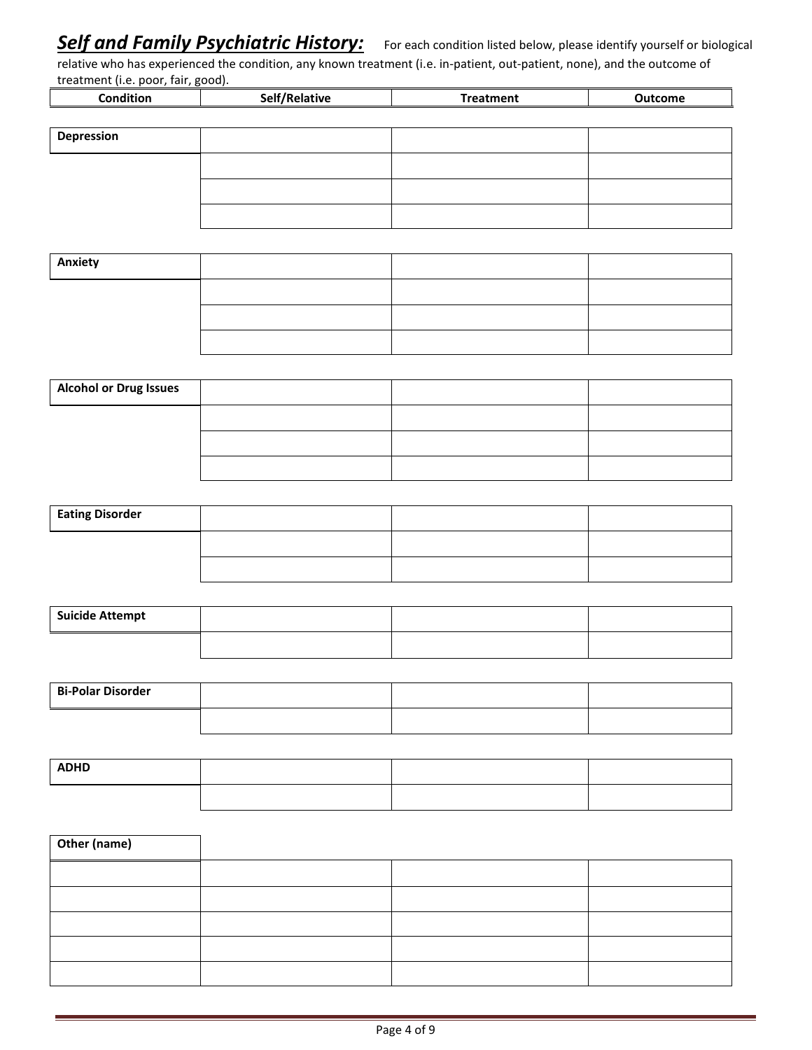## ***Self and Family Psychiatric History:***

For each condition listed below, please identify yourself or biological relative who has experienced the condition, any known treatment (i.e. in-patient, out-patient, none), and the outcome of treatment (i.e. poor, fair, good).

| Condition | Self/Relative | Treatment | Outcome |
|---|---|---|---|
| **Depression** | | | |
| | | | |
| | | | |
| | | | |
| **Anxiety** | | | |
| | | | |
| | | | |
| | | | |
| **Alcohol or Drug Issues** | | | |
| | | | |
| | | | |
| | | | |
| **Eating Disorder** | | | |
| | | | |
| | | | |
| **Suicide Attempt** | | | |
| | | | |
| **Bi-Polar Disorder** | | | |
| | | | |
| **ADHD** | | | |
| | | | |
| **Other (name)** | | | |
| | | | |
| | | | |
| | | | |
| | | | |
| | | | |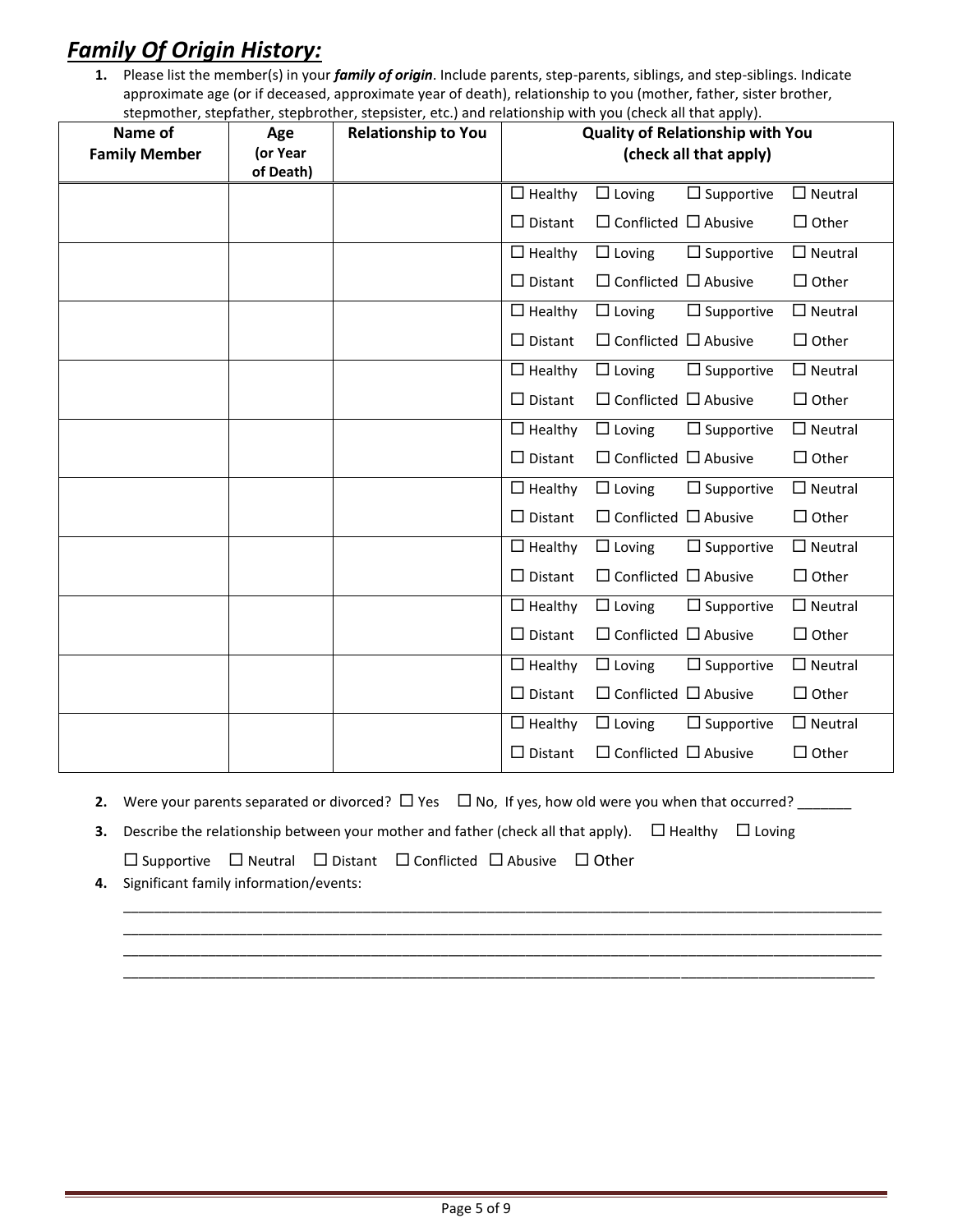## ***Family Of Origin History:***

1. Please list the member(s) in your ***family of origin***. Include parents, step-parents, siblings, and step-siblings. Indicate approximate age (or if deceased, approximate year of death), relationship to you (mother, father, sister brother, stepmother, stepfather, stepbrother, stepsister, etc.) and relationship with you (check all that apply).

| Name of Family Member | Age (or Year of Death) | Relationship to You | Quality of Relationship with You (check all that apply) |
|---|---|---|---|
| | | | ☐ Healthy ☐ Loving ☐ Supportive ☐ Neutral ☐ Distant ☐ Conflicted ☐ Abusive ☐ Other |
| | | | ☐ Healthy ☐ Loving ☐ Supportive ☐ Neutral ☐ Distant ☐ Conflicted ☐ Abusive ☐ Other |
| | | | ☐ Healthy ☐ Loving ☐ Supportive ☐ Neutral ☐ Distant ☐ Conflicted ☐ Abusive ☐ Other |
| | | | ☐ Healthy ☐ Loving ☐ Supportive ☐ Neutral ☐ Distant ☐ Conflicted ☐ Abusive ☐ Other |
| | | | ☐ Healthy ☐ Loving ☐ Supportive ☐ Neutral ☐ Distant ☐ Conflicted ☐ Abusive ☐ Other |
| | | | ☐ Healthy ☐ Loving ☐ Supportive ☐ Neutral ☐ Distant ☐ Conflicted ☐ Abusive ☐ Other |
| | | | ☐ Healthy ☐ Loving ☐ Supportive ☐ Neutral ☐ Distant ☐ Conflicted ☐ Abusive ☐ Other |
| | | | ☐ Healthy ☐ Loving ☐ Supportive ☐ Neutral ☐ Distant ☐ Conflicted ☐ Abusive ☐ Other |
| | | | ☐ Healthy ☐ Loving ☐ Supportive ☐ Neutral ☐ Distant ☐ Conflicted ☐ Abusive ☐ Other |
| | | | ☐ Healthy ☐ Loving ☐ Supportive ☐ Neutral ☐ Distant ☐ Conflicted ☐ Abusive ☐ Other |

2. Were your parents separated or divorced? ☐ Yes ☐ No, If yes, how old were you when that occurred? _______

3. Describe the relationship between your mother and father (check all that apply). ☐ Healthy ☐ Loving ☐ Supportive ☐ Neutral ☐ Distant ☐ Conflicted ☐ Abusive ☐ Other

4. Significant family information/events:

____________________________________________________________________________________________________
____________________________________________________________________________________________________
____________________________________________________________________________________________________
____________________________________________________________________________________________________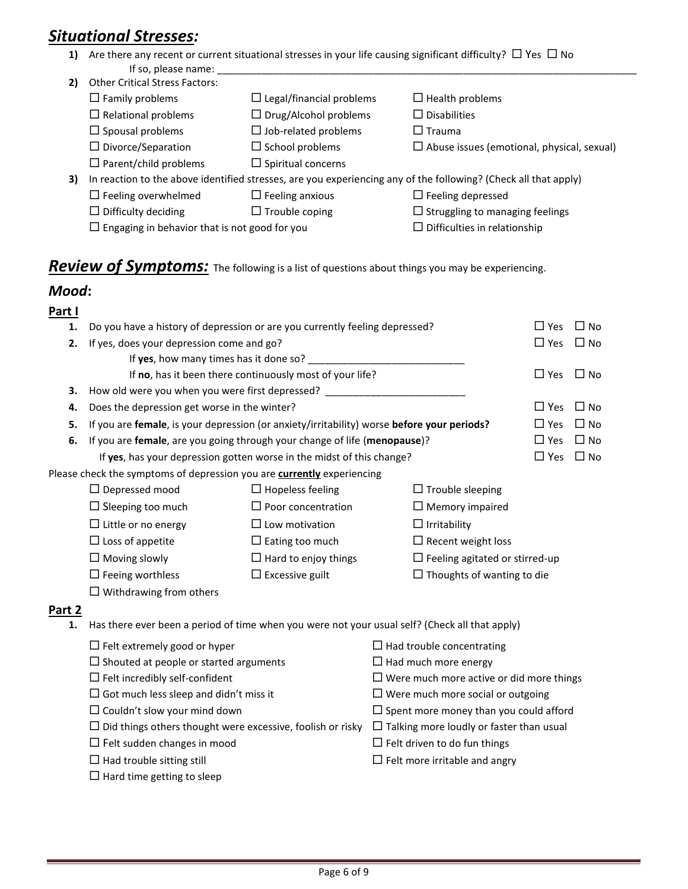## ***Situational Stresses:***

**1)** Are there any recent or current situational stresses in your life causing significant difficulty? ☐ Yes ☐ No

If so, please name: ______________________________________________________________________________

**2)** Other Critical Stress Factors:

☐ Family problems ☐ Legal/financial problems ☐ Health problems
☐ Relational problems ☐ Drug/Alcohol problems ☐ Disabilities
☐ Spousal problems ☐ Job-related problems ☐ Trauma
☐ Divorce/Separation ☐ School problems ☐ Abuse issues (emotional, physical, sexual)
☐ Parent/child problems ☐ Spiritual concerns

**3)** In reaction to the above identified stresses, are you experiencing any of the following? (Check all that apply)

☐ Feeling overwhelmed ☐ Feeling anxious ☐ Feeling depressed
☐ Difficulty deciding ☐ Trouble coping ☐ Struggling to managing feelings
☐ Engaging in behavior that is not good for you ☐ Difficulties in relationship

## ***Review of Symptoms:*** The following is a list of questions about things you may be experiencing.

### ***Mood*:**

**Part I**

**1.** Do you have a history of depression or are you currently feeling depressed? ☐ Yes ☐ No

**2.** If yes, does your depression come and go? ☐ Yes ☐ No

If **yes**, how many times has it done so? ___________________________

If **no**, has it been there continuously most of your life? ☐ Yes ☐ No

**3.** How old were you when you were first depressed? ________________________

**4.** Does the depression get worse in the winter? ☐ Yes ☐ No

**5.** If you are **female**, is your depression (or anxiety/irritability) worse **before your periods?** ☐ Yes ☐ No

**6.** If you are **female**, are you going through your change of life (**menopause**)? ☐ Yes ☐ No

If **yes**, has your depression gotten worse in the midst of this change? ☐ Yes ☐ No

Please check the symptoms of depression you are <u>**currently**</u> experiencing

☐ Depressed mood ☐ Hopeless feeling ☐ Trouble sleeping
☐ Sleeping too much ☐ Poor concentration ☐ Memory impaired
☐ Little or no energy ☐ Low motivation ☐ Irritability
☐ Loss of appetite ☐ Eating too much ☐ Recent weight loss
☐ Moving slowly ☐ Hard to enjoy things ☐ Feeling agitated or stirred-up
☐ Feeing worthless ☐ Excessive guilt ☐ Thoughts of wanting to die
☐ Withdrawing from others

**Part 2**

**1.** Has there ever been a period of time when you were not your usual self? (Check all that apply)

☐ Felt extremely good or hyper ☐ Had trouble concentrating
☐ Shouted at people or started arguments ☐ Had much more energy
☐ Felt incredibly self-confident ☐ Were much more active or did more things
☐ Got much less sleep and didn't miss it ☐ Were much more social or outgoing
☐ Couldn't slow your mind down ☐ Spent more money than you could afford
☐ Did things others thought were excessive, foolish or risky ☐ Talking more loudly or faster than usual
☐ Felt sudden changes in mood ☐ Felt driven to do fun things
☐ Had trouble sitting still ☐ Felt more irritable and angry
☐ Hard time getting to sleep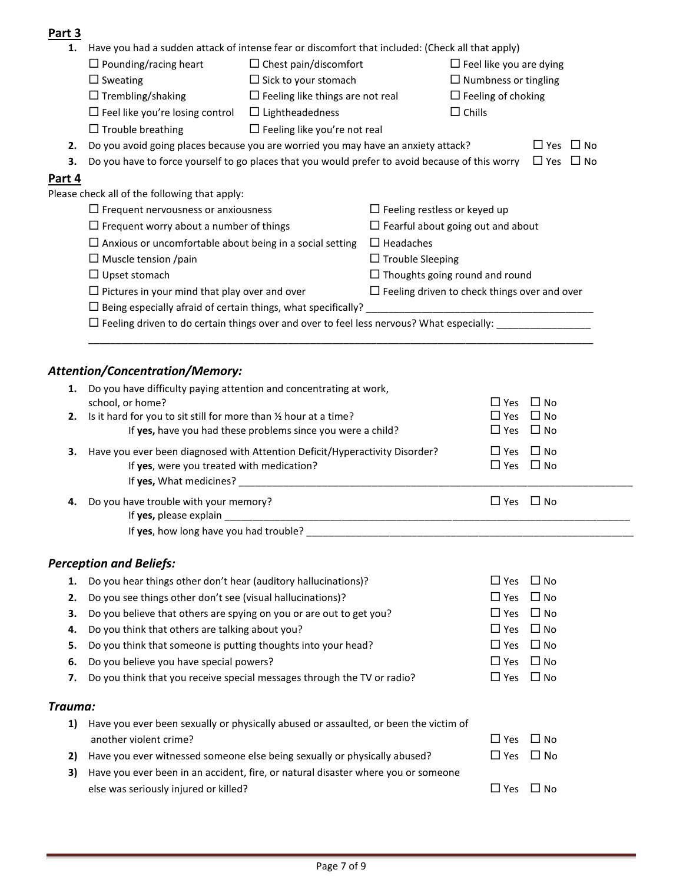## Part 3

1. Have you had a sudden attack of intense fear or discomfort that included: (Check all that apply)

   - ☐ Pounding/racing heart
   - ☐ Chest pain/discomfort
   - ☐ Feel like you are dying
   - ☐ Sweating
   - ☐ Sick to your stomach
   - ☐ Numbness or tingling
   - ☐ Trembling/shaking
   - ☐ Feeling like things are not real
   - ☐ Feeling of choking
   - ☐ Feel like you're losing control
   - ☐ Lightheadedness
   - ☐ Chills
   - ☐ Trouble breathing
   - ☐ Feeling like you're not real

2. Do you avoid going places because you are worried you may have an anxiety attack? ☐ Yes ☐ No
3. Do you have to force yourself to go places that you would prefer to avoid because of this worry ☐ Yes ☐ No

## Part 4

Please check all of the following that apply:

- ☐ Frequent nervousness or anxiousness
- ☐ Feeling restless or keyed up
- ☐ Frequent worry about a number of things
- ☐ Fearful about going out and about
- ☐ Anxious or uncomfortable about being in a social setting
- ☐ Headaches
- ☐ Muscle tension /pain
- ☐ Trouble Sleeping
- ☐ Upset stomach
- ☐ Thoughts going round and round
- ☐ Pictures in your mind that play over and over
- ☐ Feeling driven to check things over and over
- ☐ Being especially afraid of certain things, what specifically? ________________________________________
- ☐ Feeling driven to do certain things over and over to feel less nervous? What especially: ________________

________________________________________________________________________________________

### *Attention/Concentration/Memory:*

1. Do you have difficulty paying attention and concentrating at work, school, or home? ☐ Yes ☐ No
2. Is it hard for you to sit still for more than ½ hour at a time? ☐ Yes ☐ No
   - If **yes,** have you had these problems since you were a child? ☐ Yes ☐ No
3. Have you ever been diagnosed with Attention Deficit/Hyperactivity Disorder? ☐ Yes ☐ No
   - If **yes**, were you treated with medication? ☐ Yes ☐ No
   - If **yes,** What medicines? ________________________________________________________________________
4. Do you have trouble with your memory? ☐ Yes ☐ No
   - If **yes,** please explain ___________________________________________________________________________
   - If **yes**, how long have you had trouble? _____________________________________________________________

### *Perception and Beliefs:*

1. Do you hear things other don't hear (auditory hallucinations)? ☐ Yes ☐ No
2. Do you see things other don't see (visual hallucinations)? ☐ Yes ☐ No
3. Do you believe that others are spying on you or are out to get you? ☐ Yes ☐ No
4. Do you think that others are talking about you? ☐ Yes ☐ No
5. Do you think that someone is putting thoughts into your head? ☐ Yes ☐ No
6. Do you believe you have special powers? ☐ Yes ☐ No
7. Do you think that you receive special messages through the TV or radio? ☐ Yes ☐ No

### *Trauma:*

1) Have you ever been sexually or physically abused or assaulted, or been the victim of another violent crime? ☐ Yes ☐ No
2) Have you ever witnessed someone else being sexually or physically abused? ☐ Yes ☐ No
3) Have you ever been in an accident, fire, or natural disaster where you or someone else was seriously injured or killed? ☐ Yes ☐ No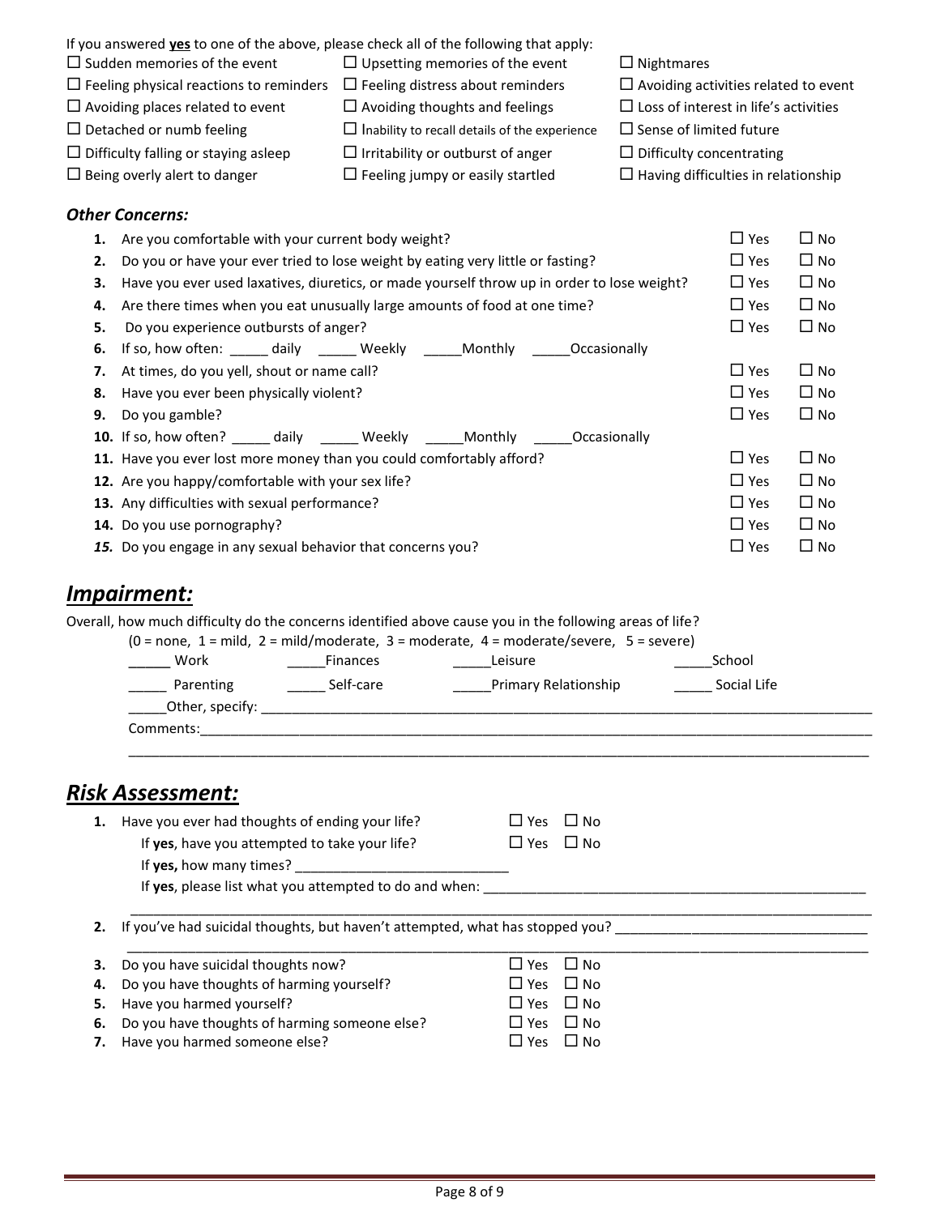If you answered **yes** to one of the above, please check all of the following that apply:

| | | |
|---|---|---|
| ☐ Sudden memories of the event | ☐ Upsetting memories of the event | ☐ Nightmares |
| ☐ Feeling physical reactions to reminders | ☐ Feeling distress about reminders | ☐ Avoiding activities related to event |
| ☐ Avoiding places related to event | ☐ Avoiding thoughts and feelings | ☐ Loss of interest in life's activities |
| ☐ Detached or numb feeling | ☐ Inability to recall details of the experience | ☐ Sense of limited future |
| ☐ Difficulty falling or staying asleep | ☐ Irritability or outburst of anger | ☐ Difficulty concentrating |
| ☐ Being overly alert to danger | ☐ Feeling jumpy or easily startled | ☐ Having difficulties in relationship |

### *Other Concerns:*

1. Are you comfortable with your current body weight? ☐ Yes ☐ No
2. Do you or have your ever tried to lose weight by eating very little or fasting? ☐ Yes ☐ No
3. Have you ever used laxatives, diuretics, or made yourself throw up in order to lose weight? ☐ Yes ☐ No
4. Are there times when you eat unusually large amounts of food at one time? ☐ Yes ☐ No
5. Do you experience outbursts of anger? ☐ Yes ☐ No
6. If so, how often: _____ daily _____ Weekly _____Monthly _____Occasionally
7. At times, do you yell, shout or name call? ☐ Yes ☐ No
8. Have you ever been physically violent? ☐ Yes ☐ No
9. Do you gamble? ☐ Yes ☐ No
10. If so, how often? _____ daily _____ Weekly _____Monthly _____Occasionally
11. Have you ever lost more money than you could comfortably afford? ☐ Yes ☐ No
12. Are you happy/comfortable with your sex life? ☐ Yes ☐ No
13. Any difficulties with sexual performance? ☐ Yes ☐ No
14. Do you use pornography? ☐ Yes ☐ No
15. Do you engage in any sexual behavior that concerns you? ☐ Yes ☐ No

## ***Impairment:***

Overall, how much difficulty do the concerns identified above cause you in the following areas of life?
(0 = none, 1 = mild, 2 = mild/moderate, 3 = moderate, 4 = moderate/severe, 5 = severe)

_____ Work _____Finances _____Leisure _____School

_____ Parenting _____ Self-care _____Primary Relationship _____ Social Life

_____Other, specify: ______________________________________________________________________________

Comments:________________________________________________________________________________________

_________________________________________________________________________________________________

## ***Risk Assessment:***

1. Have you ever had thoughts of ending your life? ☐ Yes ☐ No
   If **yes**, have you attempted to take your life? ☐ Yes ☐ No
   If **yes,** how many times? ___________________________
   If **yes**, please list what you attempted to do and when: _______________________________________________________
   _________________________________________________________________________________________________
2. If you've had suicidal thoughts, but haven't attempted, what has stopped you? _______________________________
   _________________________________________________________________________________________________
3. Do you have suicidal thoughts now? ☐ Yes ☐ No
4. Do you have thoughts of harming yourself? ☐ Yes ☐ No
5. Have you harmed yourself? ☐ Yes ☐ No
6. Do you have thoughts of harming someone else? ☐ Yes ☐ No
7. Have you harmed someone else? ☐ Yes ☐ No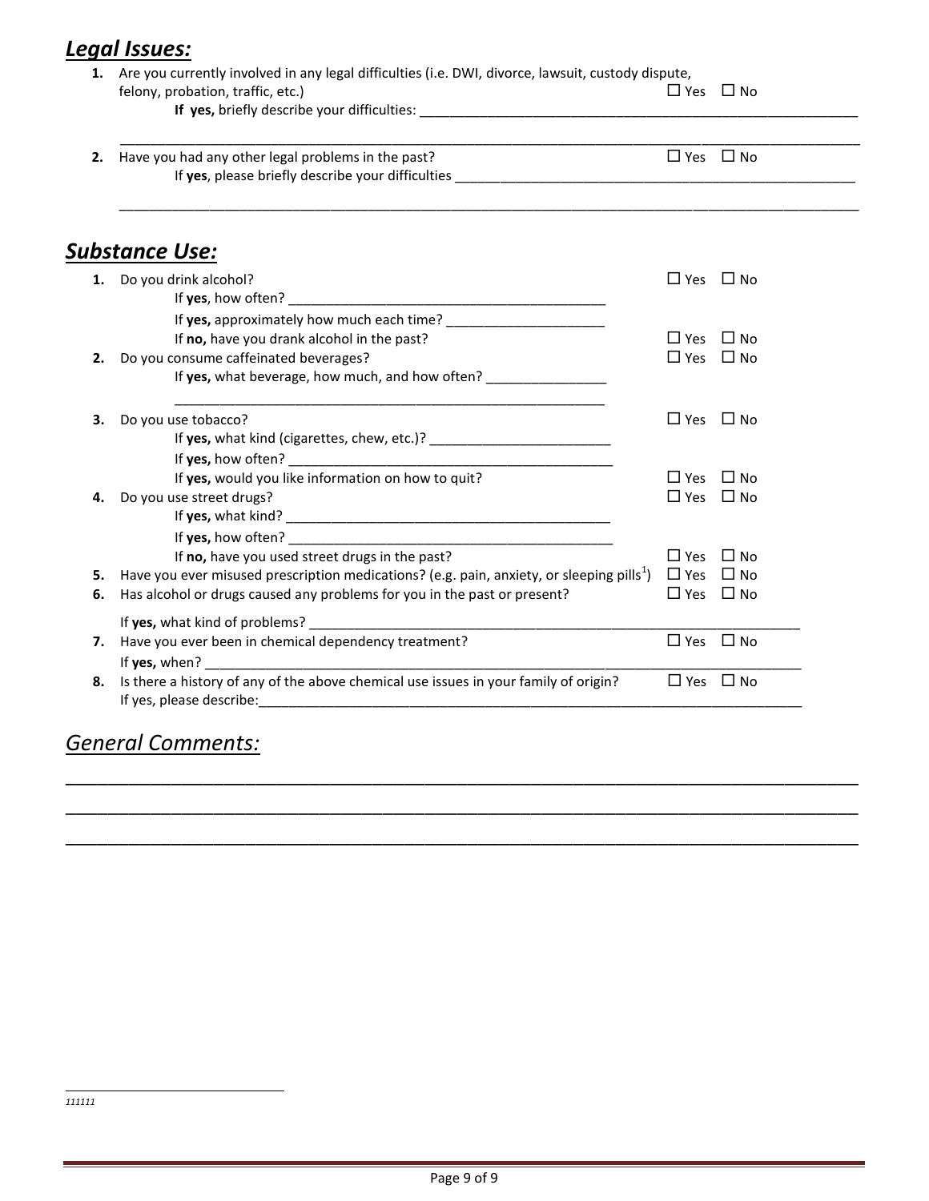## *Legal Issues:*

1. Are you currently involved in any legal difficulties (i.e. DWI, divorce, lawsuit, custody dispute, felony, probation, traffic, etc.) ☐ Yes ☐ No
   **If yes,** briefly describe your difficulties: ____________________________________________________________
   ____________________________________________________________________________________________________
2. Have you had any other legal problems in the past? ☐ Yes ☐ No
   If **yes**, please briefly describe your difficulties ______________________________________________________
   ____________________________________________________________________________________________________

## *Substance Use:*

1. Do you drink alcohol? ☐ Yes ☐ No
   If **yes**, how often? __________________________________________
   If **yes,** approximately how much each time? _____________________
   If **no,** have you drank alcohol in the past? ☐ Yes ☐ No
2. Do you consume caffeinated beverages? ☐ Yes ☐ No
   If **yes,** what beverage, how much, and how often? _______________
   __________________________________________________________
3. Do you use tobacco? ☐ Yes ☐ No
   If **yes,** what kind (cigarettes, chew, etc.)? ________________________
   If **yes,** how often? __________________________________________
   If **yes,** would you like information on how to quit? ☐ Yes ☐ No
4. Do you use street drugs? ☐ Yes ☐ No
   If **yes,** what kind? __________________________________________
   If **yes,** how often? __________________________________________
   If **no,** have you used street drugs in the past? ☐ Yes ☐ No
5. Have you ever misused prescription medications? (e.g. pain, anxiety, or sleeping pills[1]) ☐ Yes ☐ No
6. Has alcohol or drugs caused any problems for you in the past or present? ☐ Yes ☐ No
   If **yes,** what kind of problems? ______________________________________________________________
7. Have you ever been in chemical dependency treatment? ☐ Yes ☐ No
   If **yes,** when? ____________________________________________________________________________
8. Is there a history of any of the above chemical use issues in your family of origin? ☐ Yes ☐ No
   If yes, please describe:_________________________________________________________________________

## *General Comments:*

____________________________________________________________________________________________________

____________________________________________________________________________________________________

____________________________________________________________________________________________________

*111111*